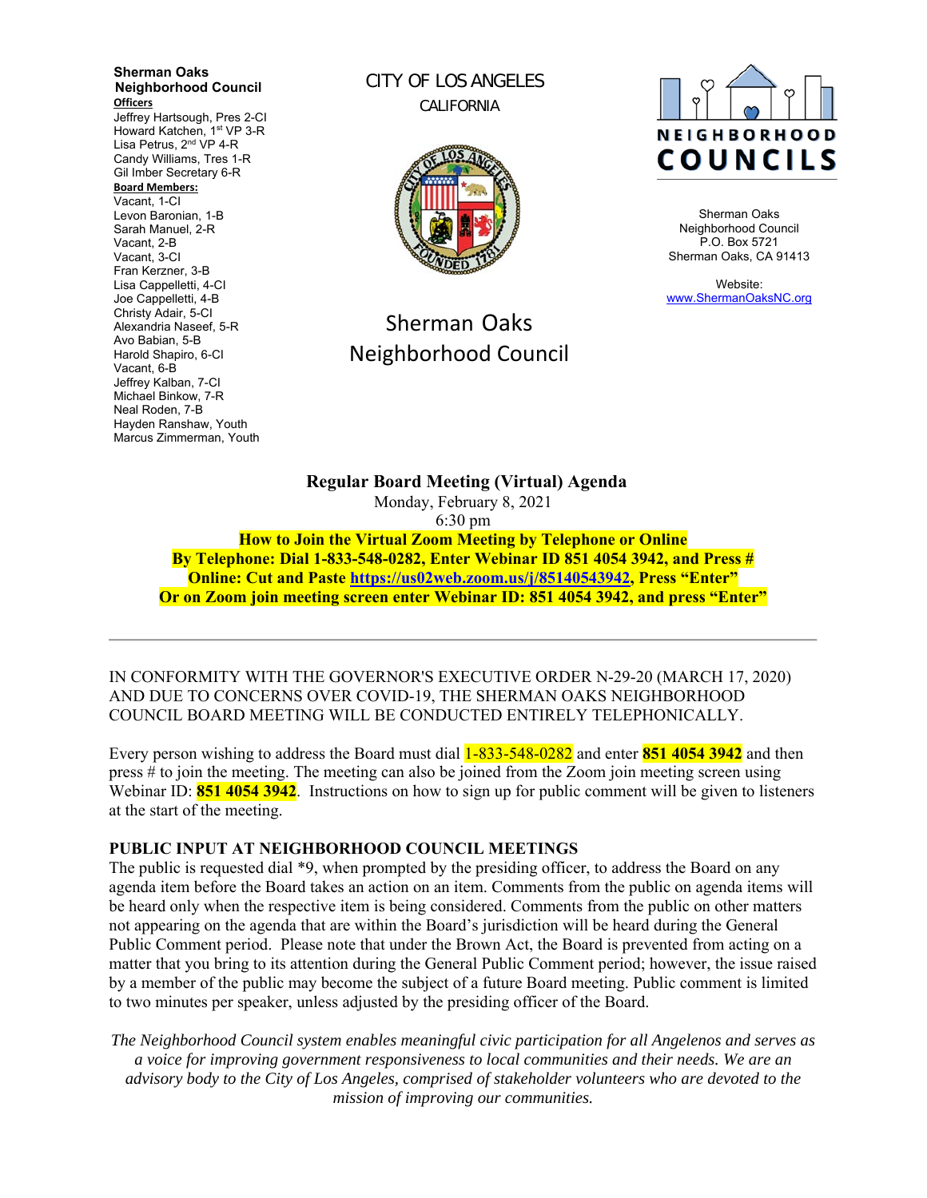**Sherman Oaks Neighborhood Council**

**Officers**

Jeffrey Hartsough, Pres 2-CI
Howard Katchen, 1st VP 3-R
Lisa Petrus, 2nd VP 4-R
Candy Williams, Tres 1-R
Gil Imber Secretary 6-R

**Board Members:**

Vacant, 1-CI
Levon Baronian, 1-B
Sarah Manuel, 2-R
Vacant, 2-B
Vacant, 3-CI
Fran Kerzner, 3-B
Lisa Cappelletti, 4-CI
Joe Cappelletti, 4-B
Christy Adair, 5-CI
Alexandria Naseef, 5-R
Avo Babian, 5-B
Harold Shapiro, 6-CI
Vacant, 6-B
Jeffrey Kalban, 7-CI
Michael Binkow, 7-R
Neal Roden, 7-B
Hayden Ranshaw, Youth
Marcus Zimmerman, Youth

CITY OF LOS ANGELES
CALIFORNIA

Sherman Oaks
Neighborhood Council

NEIGHBORHOOD COUNCILS

Sherman Oaks
Neighborhood Council
P.O. Box 5721
Sherman Oaks, CA 91413

Website:
www.ShermanOaksNC.org

## Regular Board Meeting (Virtual) Agenda

Monday, February 8, 2021
6:30 pm

**How to Join the Virtual Zoom Meeting by Telephone or Online**
**By Telephone: Dial 1-833-548-0282, Enter Webinar ID 851 4054 3942, and Press #**
**Online: Cut and Paste https://us02web.zoom.us/j/85140543942, Press "Enter"**
**Or on Zoom join meeting screen enter Webinar ID: 851 4054 3942, and press "Enter"**

---

IN CONFORMITY WITH THE GOVERNOR'S EXECUTIVE ORDER N-29-20 (MARCH 17, 2020) AND DUE TO CONCERNS OVER COVID-19, THE SHERMAN OAKS NEIGHBORHOOD COUNCIL BOARD MEETING WILL BE CONDUCTED ENTIRELY TELEPHONICALLY.

Every person wishing to address the Board must dial 1-833-548-0282 and enter **851 4054 3942** and then press # to join the meeting. The meeting can also be joined from the Zoom join meeting screen using Webinar ID: **851 4054 3942**. Instructions on how to sign up for public comment will be given to listeners at the start of the meeting.

### PUBLIC INPUT AT NEIGHBORHOOD COUNCIL MEETINGS

The public is requested dial *9, when prompted by the presiding officer, to address the Board on any agenda item before the Board takes an action on an item. Comments from the public on agenda items will be heard only when the respective item is being considered. Comments from the public on other matters not appearing on the agenda that are within the Board's jurisdiction will be heard during the General Public Comment period. Please note that under the Brown Act, the Board is prevented from acting on a matter that you bring to its attention during the General Public Comment period; however, the issue raised by a member of the public may become the subject of a future Board meeting. Public comment is limited to two minutes per speaker, unless adjusted by the presiding officer of the Board.

*The Neighborhood Council system enables meaningful civic participation for all Angelenos and serves as a voice for improving government responsiveness to local communities and their needs. We are an advisory body to the City of Los Angeles, comprised of stakeholder volunteers who are devoted to the mission of improving our communities.*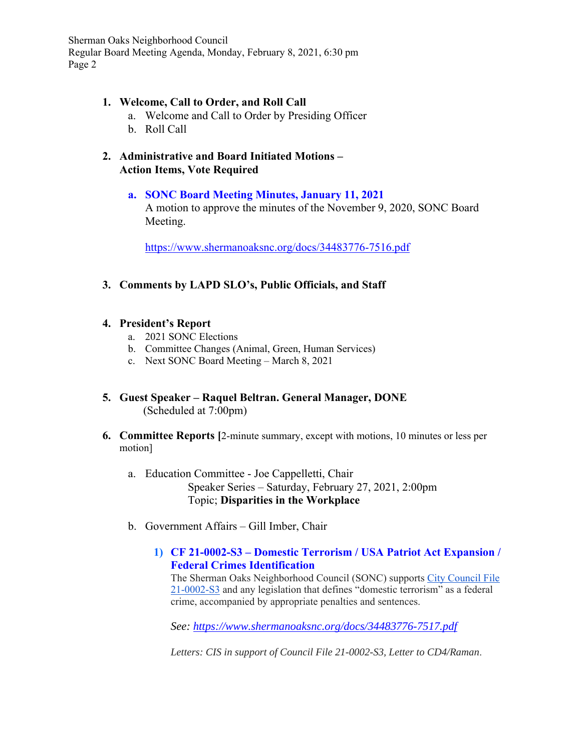1. **Welcome, Call to Order, and Roll Call**
   a. Welcome and Call to Order by Presiding Officer
   b. Roll Call

2. **Administrative and Board Initiated Motions – Action Items, Vote Required**

   a. **SONC Board Meeting Minutes, January 11, 2021**
   A motion to approve the minutes of the November 9, 2020, SONC Board Meeting.

   https://www.shermanoaksnc.org/docs/34483776-7516.pdf

3. **Comments by LAPD SLO's, Public Officials, and Staff**

4. **President's Report**
   a. 2021 SONC Elections
   b. Committee Changes (Animal, Green, Human Services)
   c. Next SONC Board Meeting – March 8, 2021

5. **Guest Speaker – Raquel Beltran. General Manager, DONE**
   (Scheduled at 7:00pm)

6. **Committee Reports [**2-minute summary, except with motions, 10 minutes or less per motion]

   a. Education Committee - Joe Cappelletti, Chair
      Speaker Series – Saturday, February 27, 2021, 2:00pm
      Topic; **Disparities in the Workplace**

   b. Government Affairs – Gill Imber, Chair

      1) **CF 21-0002-S3 – Domestic Terrorism / USA Patriot Act Expansion / Federal Crimes Identification**
      The Sherman Oaks Neighborhood Council (SONC) supports City Council File 21-0002-S3 and any legislation that defines "domestic terrorism" as a federal crime, accompanied by appropriate penalties and sentences.

      *See: https://www.shermanoaksnc.org/docs/34483776-7517.pdf*

      *Letters: CIS in support of Council File 21-0002-S3, Letter to CD4/Raman*.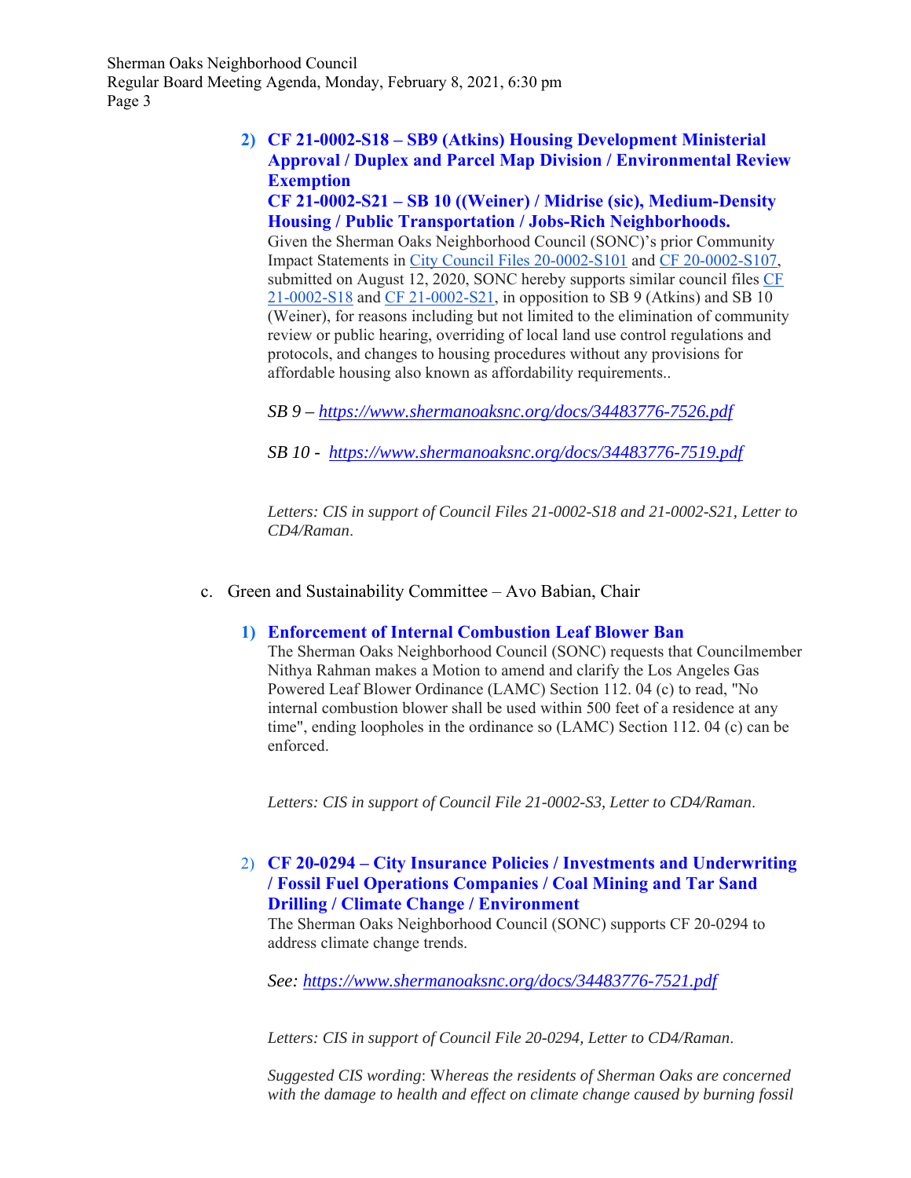2) **CF 21-0002-S18 – SB9 (Atkins) Housing Development Ministerial Approval / Duplex and Parcel Map Division / Environmental Review Exemption**
**CF 21-0002-S21 – SB 10 ((Weiner) / Midrise (sic), Medium-Density Housing / Public Transportation / Jobs-Rich Neighborhoods.**
Given the Sherman Oaks Neighborhood Council (SONC)'s prior Community Impact Statements in City Council Files 20-0002-S101 and CF 20-0002-S107, submitted on August 12, 2020, SONC hereby supports similar council files CF 21-0002-S18 and CF 21-0002-S21, in opposition to SB 9 (Atkins) and SB 10 (Weiner), for reasons including but not limited to the elimination of community review or public hearing, overriding of local land use control regulations and protocols, and changes to housing procedures without any provisions for affordable housing also known as affordability requirements..

*SB 9 – https://www.shermanoaksnc.org/docs/34483776-7526.pdf*

*SB 10 - https://www.shermanoaksnc.org/docs/34483776-7519.pdf*

*Letters: CIS in support of Council Files 21-0002-S18 and 21-0002-S21, Letter to CD4/Raman*.

c. Green and Sustainability Committee – Avo Babian, Chair

1) **Enforcement of Internal Combustion Leaf Blower Ban**
The Sherman Oaks Neighborhood Council (SONC) requests that Councilmember Nithya Rahman makes a Motion to amend and clarify the Los Angeles Gas Powered Leaf Blower Ordinance (LAMC) Section 112. 04 (c) to read, "No internal combustion blower shall be used within 500 feet of a residence at any time", ending loopholes in the ordinance so (LAMC) Section 112. 04 (c) can be enforced.

*Letters: CIS in support of Council File 21-0002-S3, Letter to CD4/Raman*.

2) **CF 20-0294 – City Insurance Policies / Investments and Underwriting / Fossil Fuel Operations Companies / Coal Mining and Tar Sand Drilling / Climate Change / Environment**
The Sherman Oaks Neighborhood Council (SONC) supports CF 20-0294 to address climate change trends.

*See: https://www.shermanoaksnc.org/docs/34483776-7521.pdf*

*Letters: CIS in support of Council File 20-0294, Letter to CD4/Raman*.

*Suggested CIS wording*: *Whereas the residents of Sherman Oaks are concerned with the damage to health and effect on climate change caused by burning fossil*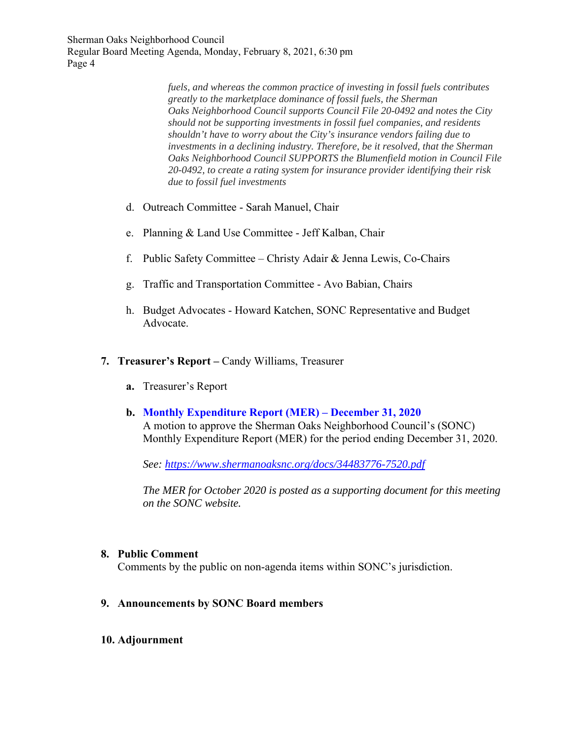*fuels, and whereas the common practice of investing in fossil fuels contributes greatly to the marketplace dominance of fossil fuels, the Sherman Oaks Neighborhood Council supports Council File 20-0492 and notes the City should not be supporting investments in fossil fuel companies, and residents shouldn't have to worry about the City's insurance vendors failing due to investments in a declining industry. Therefore, be it resolved, that the Sherman Oaks Neighborhood Council SUPPORTS the Blumenfield motion in Council File 20-0492, to create a rating system for insurance provider identifying their risk due to fossil fuel investments*

d. Outreach Committee - Sarah Manuel, Chair

e. Planning & Land Use Committee - Jeff Kalban, Chair

f. Public Safety Committee – Christy Adair & Jenna Lewis, Co-Chairs

g. Traffic and Transportation Committee - Avo Babian, Chairs

h. Budget Advocates - Howard Katchen, SONC Representative and Budget Advocate.

**7. Treasurer's Report –** Candy Williams, Treasurer

**a.** Treasurer's Report

**b. Monthly Expenditure Report (MER) – December 31, 2020**
A motion to approve the Sherman Oaks Neighborhood Council's (SONC) Monthly Expenditure Report (MER) for the period ending December 31, 2020.

*See: https://www.shermanoaksnc.org/docs/34483776-7520.pdf*

*The MER for October 2020 is posted as a supporting document for this meeting on the SONC website.*

**8. Public Comment**
Comments by the public on non-agenda items within SONC's jurisdiction.

**9. Announcements by SONC Board members**

**10. Adjournment**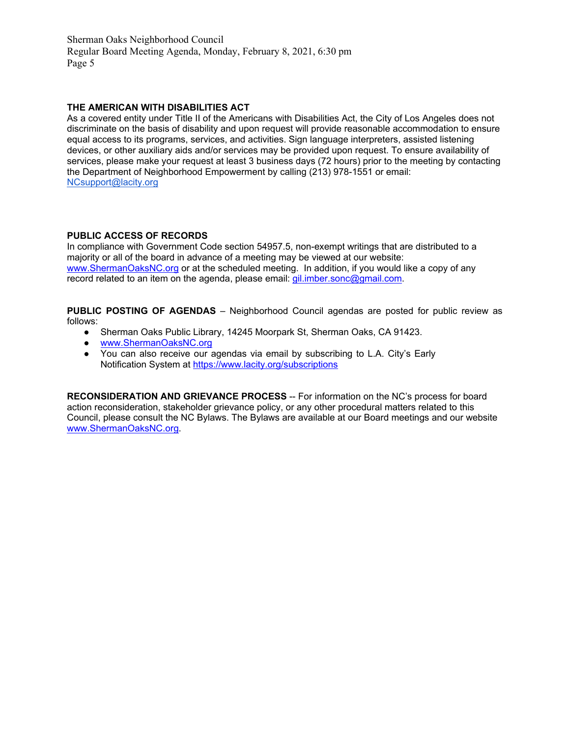**THE AMERICAN WITH DISABILITIES ACT**

As a covered entity under Title II of the Americans with Disabilities Act, the City of Los Angeles does not discriminate on the basis of disability and upon request will provide reasonable accommodation to ensure equal access to its programs, services, and activities. Sign language interpreters, assisted listening devices, or other auxiliary aids and/or services may be provided upon request. To ensure availability of services, please make your request at least 3 business days (72 hours) prior to the meeting by contacting the Department of Neighborhood Empowerment by calling (213) 978-1551 or email: [NCsupport@lacity.org](mailto:NCsupport@lacity.org)

**PUBLIC ACCESS OF RECORDS**

In compliance with Government Code section 54957.5, non-exempt writings that are distributed to a majority or all of the board in advance of a meeting may be viewed at our website: [www.ShermanOaksNC.org](http://www.ShermanOaksNC.org) or at the scheduled meeting. In addition, if you would like a copy of any record related to an item on the agenda, please email: [gil.imber.sonc@gmail.com](mailto:gil.imber.sonc@gmail.com).

**PUBLIC POSTING OF AGENDAS** – Neighborhood Council agendas are posted for public review as follows:

- Sherman Oaks Public Library, 14245 Moorpark St, Sherman Oaks, CA 91423.
- [www.ShermanOaksNC.org](http://www.ShermanOaksNC.org)
- You can also receive our agendas via email by subscribing to L.A. City's Early Notification System at [https://www.lacity.org/subscriptions](https://www.lacity.org/subscriptions)

**RECONSIDERATION AND GRIEVANCE PROCESS** -- For information on the NC's process for board action reconsideration, stakeholder grievance policy, or any other procedural matters related to this Council, please consult the NC Bylaws. The Bylaws are available at our Board meetings and our website [www.ShermanOaksNC.org](http://www.ShermanOaksNC.org).